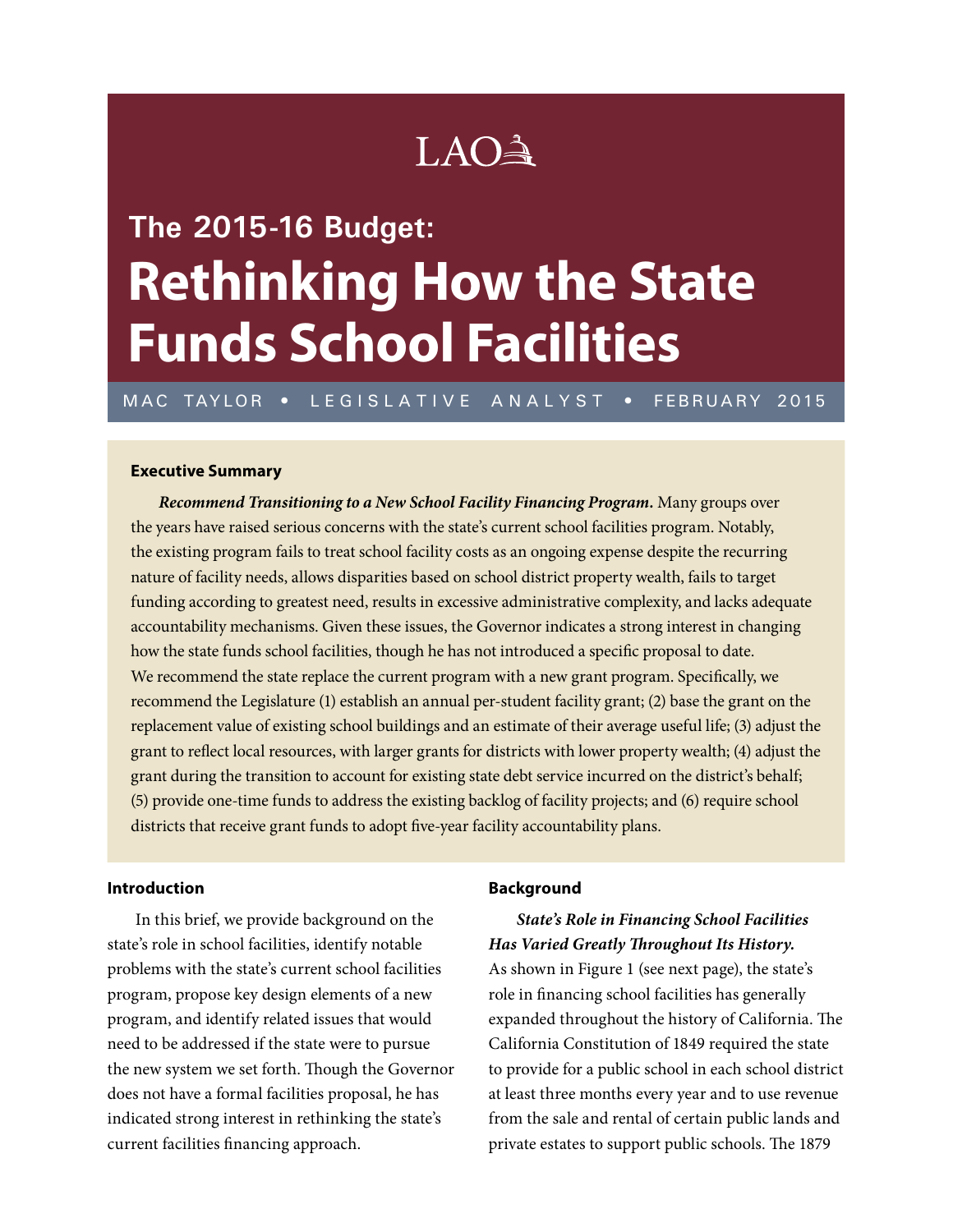LAO

## The 2015-16 Budget:

# Rethinking How the State Funds School Facilities

MAC TAYLOR • LEGISLATIVE ANALYST • FEBRUARY 2015

### Executive Summary

***Recommend Transitioning to a New School Facility Financing Program.*** Many groups over the years have raised serious concerns with the state's current school facilities program. Notably, the existing program fails to treat school facility costs as an ongoing expense despite the recurring nature of facility needs, allows disparities based on school district property wealth, fails to target funding according to greatest need, results in excessive administrative complexity, and lacks adequate accountability mechanisms. Given these issues, the Governor indicates a strong interest in changing how the state funds school facilities, though he has not introduced a specific proposal to date. We recommend the state replace the current program with a new grant program. Specifically, we recommend the Legislature (1) establish an annual per-student facility grant; (2) base the grant on the replacement value of existing school buildings and an estimate of their average useful life; (3) adjust the grant to reflect local resources, with larger grants for districts with lower property wealth; (4) adjust the grant during the transition to account for existing state debt service incurred on the district's behalf; (5) provide one-time funds to address the existing backlog of facility projects; and (6) require school districts that receive grant funds to adopt five-year facility accountability plans.

### Introduction

In this brief, we provide background on the state's role in school facilities, identify notable problems with the state's current school facilities program, propose key design elements of a new program, and identify related issues that would need to be addressed if the state were to pursue the new system we set forth. Though the Governor does not have a formal facilities proposal, he has indicated strong interest in rethinking the state's current facilities financing approach.

### Background

***State's Role in Financing School Facilities Has Varied Greatly Throughout Its History.*** As shown in Figure 1 (see next page), the state's role in financing school facilities has generally expanded throughout the history of California. The California Constitution of 1849 required the state to provide for a public school in each school district at least three months every year and to use revenue from the sale and rental of certain public lands and private estates to support public schools. The 1879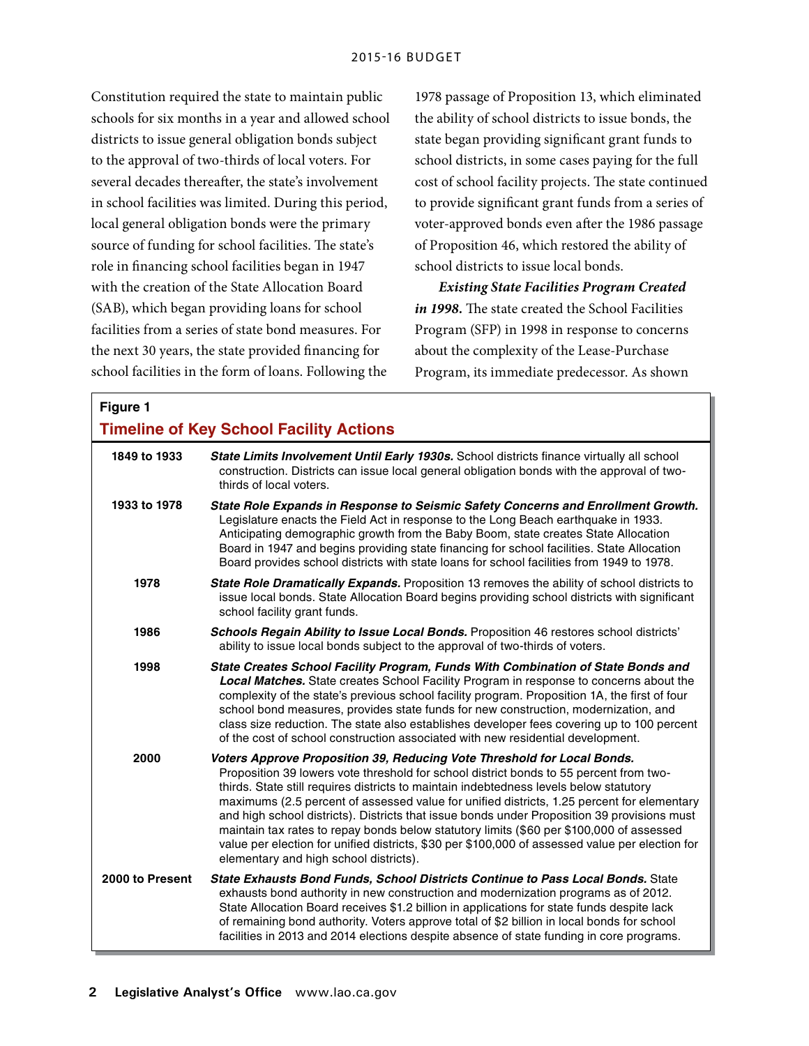Constitution required the state to maintain public schools for six months in a year and allowed school districts to issue general obligation bonds subject to the approval of two-thirds of local voters. For several decades thereafter, the state's involvement in school facilities was limited. During this period, local general obligation bonds were the primary source of funding for school facilities. The state's role in financing school facilities began in 1947 with the creation of the State Allocation Board (SAB), which began providing loans for school facilities from a series of state bond measures. For the next 30 years, the state provided financing for school facilities in the form of loans. Following the 1978 passage of Proposition 13, which eliminated the ability of school districts to issue bonds, the state began providing significant grant funds to school districts, in some cases paying for the full cost of school facility projects. The state continued to provide significant grant funds from a series of voter-approved bonds even after the 1986 passage of Proposition 46, which restored the ability of school districts to issue local bonds.

***Existing State Facilities Program Created in 1998.*** The state created the School Facilities Program (SFP) in 1998 in response to concerns about the complexity of the Lease-Purchase Program, its immediate predecessor. As shown

**Figure 1**

**Timeline of Key School Facility Actions**

| | |
|---|---|
| **1849 to 1933** | ***State Limits Involvement Until Early 1930s.*** School districts finance virtually all school construction. Districts can issue local general obligation bonds with the approval of two-thirds of local voters. |
| **1933 to 1978** | ***State Role Expands in Response to Seismic Safety Concerns and Enrollment Growth.*** Legislature enacts the Field Act in response to the Long Beach earthquake in 1933. Anticipating demographic growth from the Baby Boom, state creates State Allocation Board in 1947 and begins providing state financing for school facilities. State Allocation Board provides school districts with state loans for school facilities from 1949 to 1978. |
| **1978** | ***State Role Dramatically Expands.*** Proposition 13 removes the ability of school districts to issue local bonds. State Allocation Board begins providing school districts with significant school facility grant funds. |
| **1986** | ***Schools Regain Ability to Issue Local Bonds.*** Proposition 46 restores school districts' ability to issue local bonds subject to the approval of two-thirds of voters. |
| **1998** | ***State Creates School Facility Program, Funds With Combination of State Bonds and Local Matches.*** State creates School Facility Program in response to concerns about the complexity of the state's previous school facility program. Proposition 1A, the first of four school bond measures, provides state funds for new construction, modernization, and class size reduction. The state also establishes developer fees covering up to 100 percent of the cost of school construction associated with new residential development. |
| **2000** | ***Voters Approve Proposition 39, Reducing Vote Threshold for Local Bonds.*** Proposition 39 lowers vote threshold for school district bonds to 55 percent from two-thirds. State still requires districts to maintain indebtedness levels below statutory maximums (2.5 percent of assessed value for unified districts, 1.25 percent for elementary and high school districts). Districts that issue bonds under Proposition 39 provisions must maintain tax rates to repay bonds below statutory limits ($60 per $100,000 of assessed value per election for unified districts, $30 per $100,000 of assessed value per election for elementary and high school districts). |
| **2000 to Present** | ***State Exhausts Bond Funds, School Districts Continue to Pass Local Bonds.*** State exhausts bond authority in new construction and modernization programs as of 2012. State Allocation Board receives $1.2 billion in applications for state funds despite lack of remaining bond authority. Voters approve total of $2 billion in local bonds for school facilities in 2013 and 2014 elections despite absence of state funding in core programs. |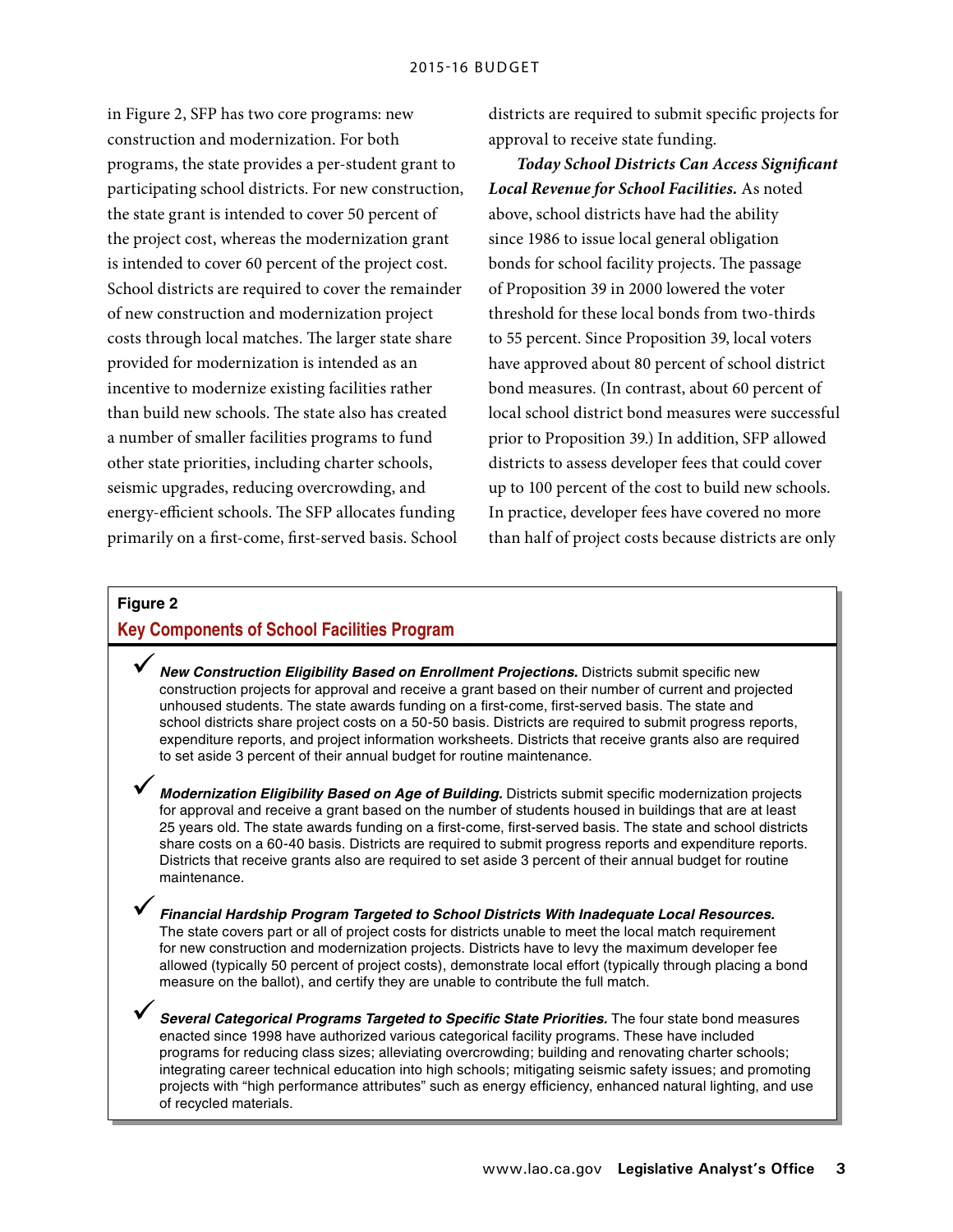in Figure 2, SFP has two core programs: new construction and modernization. For both programs, the state provides a per-student grant to participating school districts. For new construction, the state grant is intended to cover 50 percent of the project cost, whereas the modernization grant is intended to cover 60 percent of the project cost. School districts are required to cover the remainder of new construction and modernization project costs through local matches. The larger state share provided for modernization is intended as an incentive to modernize existing facilities rather than build new schools. The state also has created a number of smaller facilities programs to fund other state priorities, including charter schools, seismic upgrades, reducing overcrowding, and energy-efficient schools. The SFP allocates funding primarily on a first-come, first-served basis. School districts are required to submit specific projects for approval to receive state funding.

***Today School Districts Can Access Significant Local Revenue for School Facilities.*** As noted above, school districts have had the ability since 1986 to issue local general obligation bonds for school facility projects. The passage of Proposition 39 in 2000 lowered the voter threshold for these local bonds from two-thirds to 55 percent. Since Proposition 39, local voters have approved about 80 percent of school district bond measures. (In contrast, about 60 percent of local school district bond measures were successful prior to Proposition 39.) In addition, SFP allowed districts to assess developer fees that could cover up to 100 percent of the cost to build new schools. In practice, developer fees have covered no more than half of project costs because districts are only

**Figure 2**

**Key Components of School Facilities Program**

- ***New Construction Eligibility Based on Enrollment Projections.*** Districts submit specific new construction projects for approval and receive a grant based on their number of current and projected unhoused students. The state awards funding on a first-come, first-served basis. The state and school districts share project costs on a 50-50 basis. Districts are required to submit progress reports, expenditure reports, and project information worksheets. Districts that receive grants also are required to set aside 3 percent of their annual budget for routine maintenance.

- ***Modernization Eligibility Based on Age of Building.*** Districts submit specific modernization projects for approval and receive a grant based on the number of students housed in buildings that are at least 25 years old. The state awards funding on a first-come, first-served basis. The state and school districts share costs on a 60-40 basis. Districts are required to submit progress reports and expenditure reports. Districts that receive grants also are required to set aside 3 percent of their annual budget for routine maintenance.

- ***Financial Hardship Program Targeted to School Districts With Inadequate Local Resources.*** The state covers part or all of project costs for districts unable to meet the local match requirement for new construction and modernization projects. Districts have to levy the maximum developer fee allowed (typically 50 percent of project costs), demonstrate local effort (typically through placing a bond measure on the ballot), and certify they are unable to contribute the full match.

- ***Several Categorical Programs Targeted to Specific State Priorities.*** The four state bond measures enacted since 1998 have authorized various categorical facility programs. These have included programs for reducing class sizes; alleviating overcrowding; building and renovating charter schools; integrating career technical education into high schools; mitigating seismic safety issues; and promoting projects with "high performance attributes" such as energy efficiency, enhanced natural lighting, and use of recycled materials.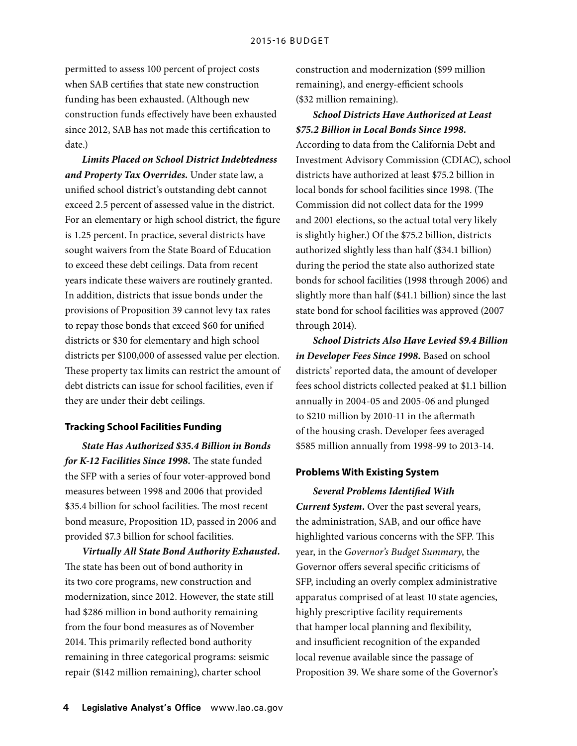permitted to assess 100 percent of project costs when SAB certifies that state new construction funding has been exhausted. (Although new construction funds effectively have been exhausted since 2012, SAB has not made this certification to date.)

***Limits Placed on School District Indebtedness and Property Tax Overrides.*** Under state law, a unified school district's outstanding debt cannot exceed 2.5 percent of assessed value in the district. For an elementary or high school district, the figure is 1.25 percent. In practice, several districts have sought waivers from the State Board of Education to exceed these debt ceilings. Data from recent years indicate these waivers are routinely granted. In addition, districts that issue bonds under the provisions of Proposition 39 cannot levy tax rates to repay those bonds that exceed $60 for unified districts or $30 for elementary and high school districts per $100,000 of assessed value per election. These property tax limits can restrict the amount of debt districts can issue for school facilities, even if they are under their debt ceilings.

### Tracking School Facilities Funding

***State Has Authorized $35.4 Billion in Bonds for K-12 Facilities Since 1998.*** The state funded the SFP with a series of four voter-approved bond measures between 1998 and 2006 that provided $35.4 billion for school facilities. The most recent bond measure, Proposition 1D, passed in 2006 and provided $7.3 billion for school facilities.

***Virtually All State Bond Authority Exhausted.*** The state has been out of bond authority in its two core programs, new construction and modernization, since 2012. However, the state still had $286 million in bond authority remaining from the four bond measures as of November 2014. This primarily reflected bond authority remaining in three categorical programs: seismic repair ($142 million remaining), charter school construction and modernization ($99 million remaining), and energy-efficient schools ($32 million remaining).

***School Districts Have Authorized at Least $75.2 Billion in Local Bonds Since 1998.*** According to data from the California Debt and Investment Advisory Commission (CDIAC), school districts have authorized at least $75.2 billion in local bonds for school facilities since 1998. (The Commission did not collect data for the 1999 and 2001 elections, so the actual total very likely is slightly higher.) Of the $75.2 billion, districts authorized slightly less than half ($34.1 billion) during the period the state also authorized state bonds for school facilities (1998 through 2006) and slightly more than half ($41.1 billion) since the last state bond for school facilities was approved (2007 through 2014).

***School Districts Also Have Levied $9.4 Billion in Developer Fees Since 1998.*** Based on school districts' reported data, the amount of developer fees school districts collected peaked at $1.1 billion annually in 2004-05 and 2005-06 and plunged to $210 million by 2010-11 in the aftermath of the housing crash. Developer fees averaged $585 million annually from 1998-99 to 2013-14.

### Problems With Existing System

***Several Problems Identified With Current System.*** Over the past several years, the administration, SAB, and our office have highlighted various concerns with the SFP. This year, in the *Governor's Budget Summary*, the Governor offers several specific criticisms of SFP, including an overly complex administrative apparatus comprised of at least 10 state agencies, highly prescriptive facility requirements that hamper local planning and flexibility, and insufficient recognition of the expanded local revenue available since the passage of Proposition 39. We share some of the Governor's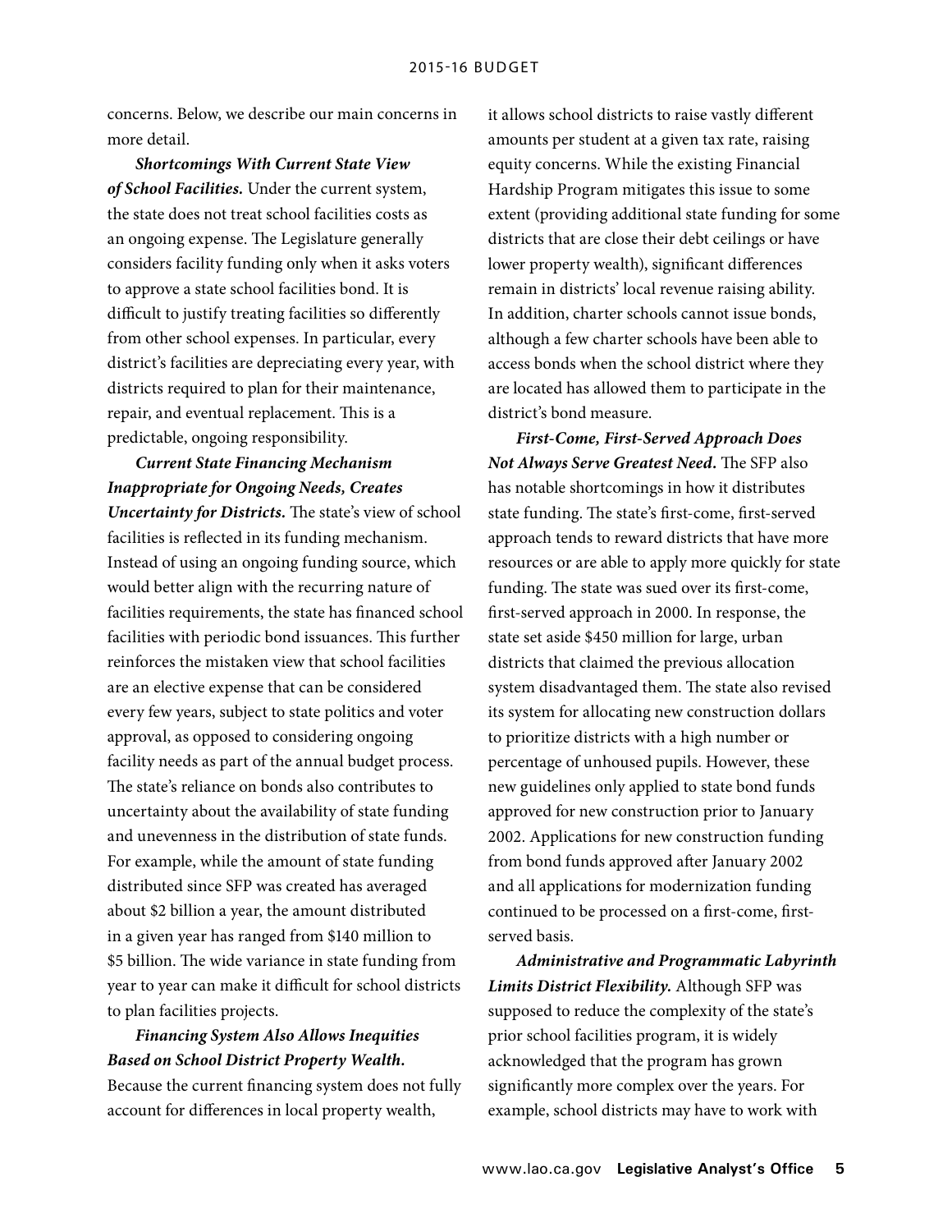concerns. Below, we describe our main concerns in more detail.

***Shortcomings With Current State View of School Facilities.*** Under the current system, the state does not treat school facilities costs as an ongoing expense. The Legislature generally considers facility funding only when it asks voters to approve a state school facilities bond. It is difficult to justify treating facilities so differently from other school expenses. In particular, every district's facilities are depreciating every year, with districts required to plan for their maintenance, repair, and eventual replacement. This is a predictable, ongoing responsibility.

***Current State Financing Mechanism Inappropriate for Ongoing Needs, Creates Uncertainty for Districts.*** The state's view of school facilities is reflected in its funding mechanism. Instead of using an ongoing funding source, which would better align with the recurring nature of facilities requirements, the state has financed school facilities with periodic bond issuances. This further reinforces the mistaken view that school facilities are an elective expense that can be considered every few years, subject to state politics and voter approval, as opposed to considering ongoing facility needs as part of the annual budget process. The state's reliance on bonds also contributes to uncertainty about the availability of state funding and unevenness in the distribution of state funds. For example, while the amount of state funding distributed since SFP was created has averaged about $2 billion a year, the amount distributed in a given year has ranged from $140 million to $5 billion. The wide variance in state funding from year to year can make it difficult for school districts to plan facilities projects.

***Financing System Also Allows Inequities Based on School District Property Wealth.*** Because the current financing system does not fully account for differences in local property wealth, it allows school districts to raise vastly different amounts per student at a given tax rate, raising equity concerns. While the existing Financial Hardship Program mitigates this issue to some extent (providing additional state funding for some districts that are close their debt ceilings or have lower property wealth), significant differences remain in districts' local revenue raising ability. In addition, charter schools cannot issue bonds, although a few charter schools have been able to access bonds when the school district where they are located has allowed them to participate in the district's bond measure.

***First-Come, First-Served Approach Does Not Always Serve Greatest Need.*** The SFP also has notable shortcomings in how it distributes state funding. The state's first-come, first-served approach tends to reward districts that have more resources or are able to apply more quickly for state funding. The state was sued over its first-come, first-served approach in 2000. In response, the state set aside $450 million for large, urban districts that claimed the previous allocation system disadvantaged them. The state also revised its system for allocating new construction dollars to prioritize districts with a high number or percentage of unhoused pupils. However, these new guidelines only applied to state bond funds approved for new construction prior to January 2002. Applications for new construction funding from bond funds approved after January 2002 and all applications for modernization funding continued to be processed on a first-come, first-served basis.

***Administrative and Programmatic Labyrinth Limits District Flexibility.*** Although SFP was supposed to reduce the complexity of the state's prior school facilities program, it is widely acknowledged that the program has grown significantly more complex over the years. For example, school districts may have to work with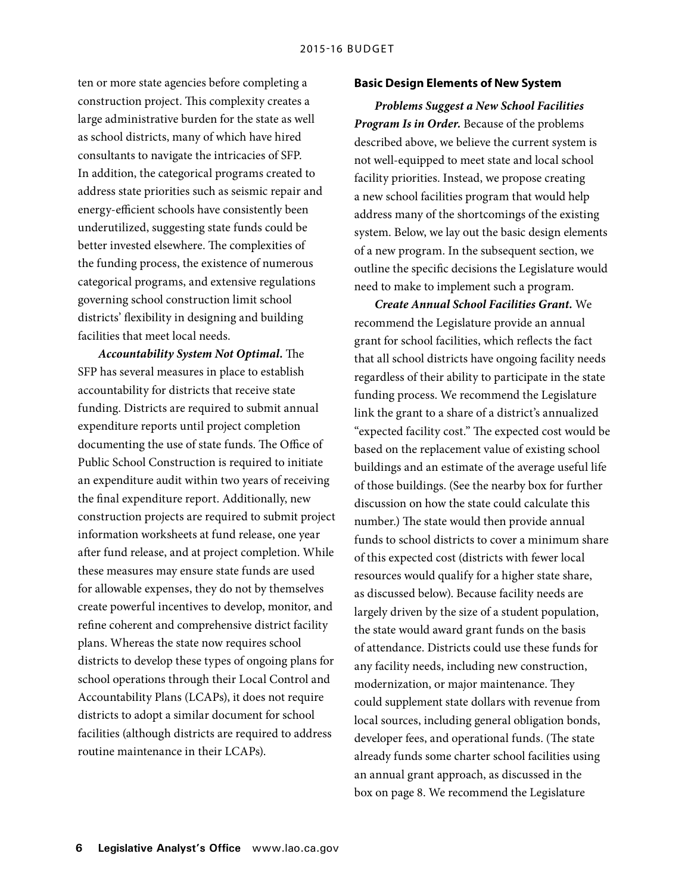ten or more state agencies before completing a construction project. This complexity creates a large administrative burden for the state as well as school districts, many of which have hired consultants to navigate the intricacies of SFP. In addition, the categorical programs created to address state priorities such as seismic repair and energy-efficient schools have consistently been underutilized, suggesting state funds could be better invested elsewhere. The complexities of the funding process, the existence of numerous categorical programs, and extensive regulations governing school construction limit school districts' flexibility in designing and building facilities that meet local needs.

***Accountability System Not Optimal.*** The SFP has several measures in place to establish accountability for districts that receive state funding. Districts are required to submit annual expenditure reports until project completion documenting the use of state funds. The Office of Public School Construction is required to initiate an expenditure audit within two years of receiving the final expenditure report. Additionally, new construction projects are required to submit project information worksheets at fund release, one year after fund release, and at project completion. While these measures may ensure state funds are used for allowable expenses, they do not by themselves create powerful incentives to develop, monitor, and refine coherent and comprehensive district facility plans. Whereas the state now requires school districts to develop these types of ongoing plans for school operations through their Local Control and Accountability Plans (LCAPs), it does not require districts to adopt a similar document for school facilities (although districts are required to address routine maintenance in their LCAPs).

### Basic Design Elements of New System

***Problems Suggest a New School Facilities Program Is in Order.*** Because of the problems described above, we believe the current system is not well-equipped to meet state and local school facility priorities. Instead, we propose creating a new school facilities program that would help address many of the shortcomings of the existing system. Below, we lay out the basic design elements of a new program. In the subsequent section, we outline the specific decisions the Legislature would need to make to implement such a program.

***Create Annual School Facilities Grant.*** We recommend the Legislature provide an annual grant for school facilities, which reflects the fact that all school districts have ongoing facility needs regardless of their ability to participate in the state funding process. We recommend the Legislature link the grant to a share of a district's annualized "expected facility cost." The expected cost would be based on the replacement value of existing school buildings and an estimate of the average useful life of those buildings. (See the nearby box for further discussion on how the state could calculate this number.) The state would then provide annual funds to school districts to cover a minimum share of this expected cost (districts with fewer local resources would qualify for a higher state share, as discussed below). Because facility needs are largely driven by the size of a student population, the state would award grant funds on the basis of attendance. Districts could use these funds for any facility needs, including new construction, modernization, or major maintenance. They could supplement state dollars with revenue from local sources, including general obligation bonds, developer fees, and operational funds. (The state already funds some charter school facilities using an annual grant approach, as discussed in the box on page 8. We recommend the Legislature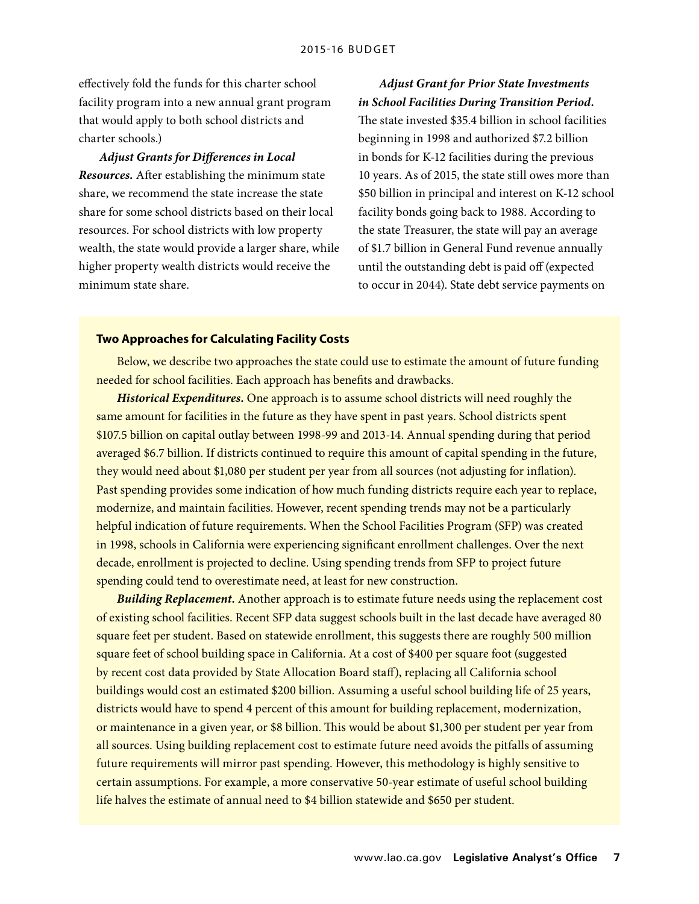effectively fold the funds for this charter school facility program into a new annual grant program that would apply to both school districts and charter schools.)

***Adjust Grants for Differences in Local Resources.*** After establishing the minimum state share, we recommend the state increase the state share for some school districts based on their local resources. For school districts with low property wealth, the state would provide a larger share, while higher property wealth districts would receive the minimum state share.

***Adjust Grant for Prior State Investments in School Facilities During Transition Period.*** The state invested $35.4 billion in school facilities beginning in 1998 and authorized $7.2 billion in bonds for K-12 facilities during the previous 10 years. As of 2015, the state still owes more than $50 billion in principal and interest on K-12 school facility bonds going back to 1988. According to the state Treasurer, the state will pay an average of $1.7 billion in General Fund revenue annually until the outstanding debt is paid off (expected to occur in 2044). State debt service payments on

**Two Approaches for Calculating Facility Costs**

Below, we describe two approaches the state could use to estimate the amount of future funding needed for school facilities. Each approach has benefits and drawbacks.

***Historical Expenditures.*** One approach is to assume school districts will need roughly the same amount for facilities in the future as they have spent in past years. School districts spent $107.5 billion on capital outlay between 1998-99 and 2013-14. Annual spending during that period averaged $6.7 billion. If districts continued to require this amount of capital spending in the future, they would need about $1,080 per student per year from all sources (not adjusting for inflation). Past spending provides some indication of how much funding districts require each year to replace, modernize, and maintain facilities. However, recent spending trends may not be a particularly helpful indication of future requirements. When the School Facilities Program (SFP) was created in 1998, schools in California were experiencing significant enrollment challenges. Over the next decade, enrollment is projected to decline. Using spending trends from SFP to project future spending could tend to overestimate need, at least for new construction.

***Building Replacement.*** Another approach is to estimate future needs using the replacement cost of existing school facilities. Recent SFP data suggest schools built in the last decade have averaged 80 square feet per student. Based on statewide enrollment, this suggests there are roughly 500 million square feet of school building space in California. At a cost of $400 per square foot (suggested by recent cost data provided by State Allocation Board staff), replacing all California school buildings would cost an estimated $200 billion. Assuming a useful school building life of 25 years, districts would have to spend 4 percent of this amount for building replacement, modernization, or maintenance in a given year, or $8 billion. This would be about $1,300 per student per year from all sources. Using building replacement cost to estimate future need avoids the pitfalls of assuming future requirements will mirror past spending. However, this methodology is highly sensitive to certain assumptions. For example, a more conservative 50-year estimate of useful school building life halves the estimate of annual need to $4 billion statewide and $650 per student.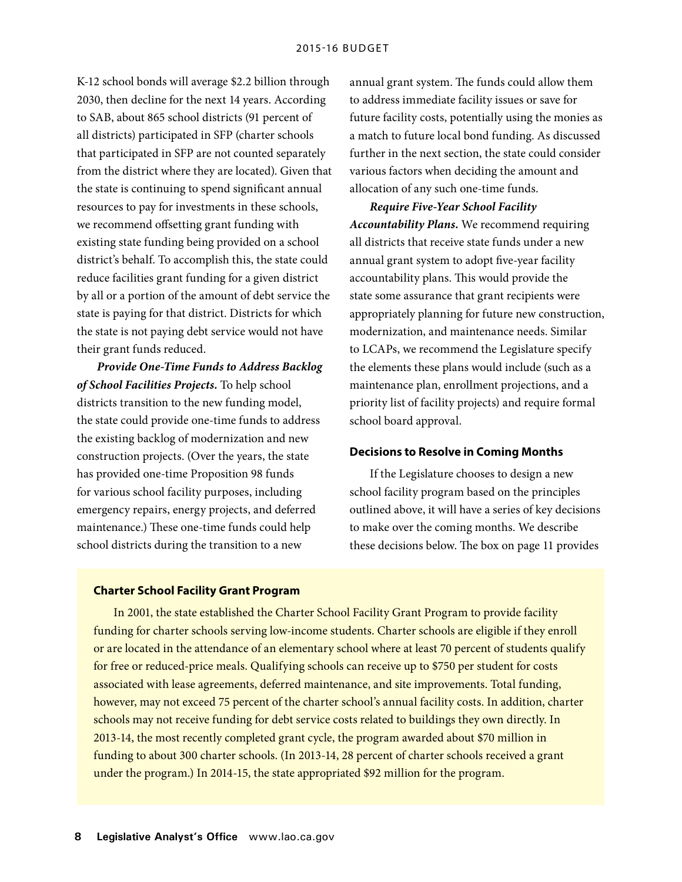K-12 school bonds will average $2.2 billion through 2030, then decline for the next 14 years. According to SAB, about 865 school districts (91 percent of all districts) participated in SFP (charter schools that participated in SFP are not counted separately from the district where they are located). Given that the state is continuing to spend significant annual resources to pay for investments in these schools, we recommend offsetting grant funding with existing state funding being provided on a school district's behalf. To accomplish this, the state could reduce facilities grant funding for a given district by all or a portion of the amount of debt service the state is paying for that district. Districts for which the state is not paying debt service would not have their grant funds reduced.

***Provide One-Time Funds to Address Backlog of School Facilities Projects.*** To help school districts transition to the new funding model, the state could provide one-time funds to address the existing backlog of modernization and new construction projects. (Over the years, the state has provided one-time Proposition 98 funds for various school facility purposes, including emergency repairs, energy projects, and deferred maintenance.) These one-time funds could help school districts during the transition to a new annual grant system. The funds could allow them to address immediate facility issues or save for future facility costs, potentially using the monies as a match to future local bond funding. As discussed further in the next section, the state could consider various factors when deciding the amount and allocation of any such one-time funds.

***Require Five-Year School Facility Accountability Plans.*** We recommend requiring all districts that receive state funds under a new annual grant system to adopt five-year facility accountability plans. This would provide the state some assurance that grant recipients were appropriately planning for future new construction, modernization, and maintenance needs. Similar to LCAPs, we recommend the Legislature specify the elements these plans would include (such as a maintenance plan, enrollment projections, and a priority list of facility projects) and require formal school board approval.

### Decisions to Resolve in Coming Months

If the Legislature chooses to design a new school facility program based on the principles outlined above, it will have a series of key decisions to make over the coming months. We describe these decisions below. The box on page 11 provides

### Charter School Facility Grant Program

In 2001, the state established the Charter School Facility Grant Program to provide facility funding for charter schools serving low-income students. Charter schools are eligible if they enroll or are located in the attendance of an elementary school where at least 70 percent of students qualify for free or reduced-price meals. Qualifying schools can receive up to $750 per student for costs associated with lease agreements, deferred maintenance, and site improvements. Total funding, however, may not exceed 75 percent of the charter school's annual facility costs. In addition, charter schools may not receive funding for debt service costs related to buildings they own directly. In 2013-14, the most recently completed grant cycle, the program awarded about $70 million in funding to about 300 charter schools. (In 2013-14, 28 percent of charter schools received a grant under the program.) In 2014-15, the state appropriated $92 million for the program.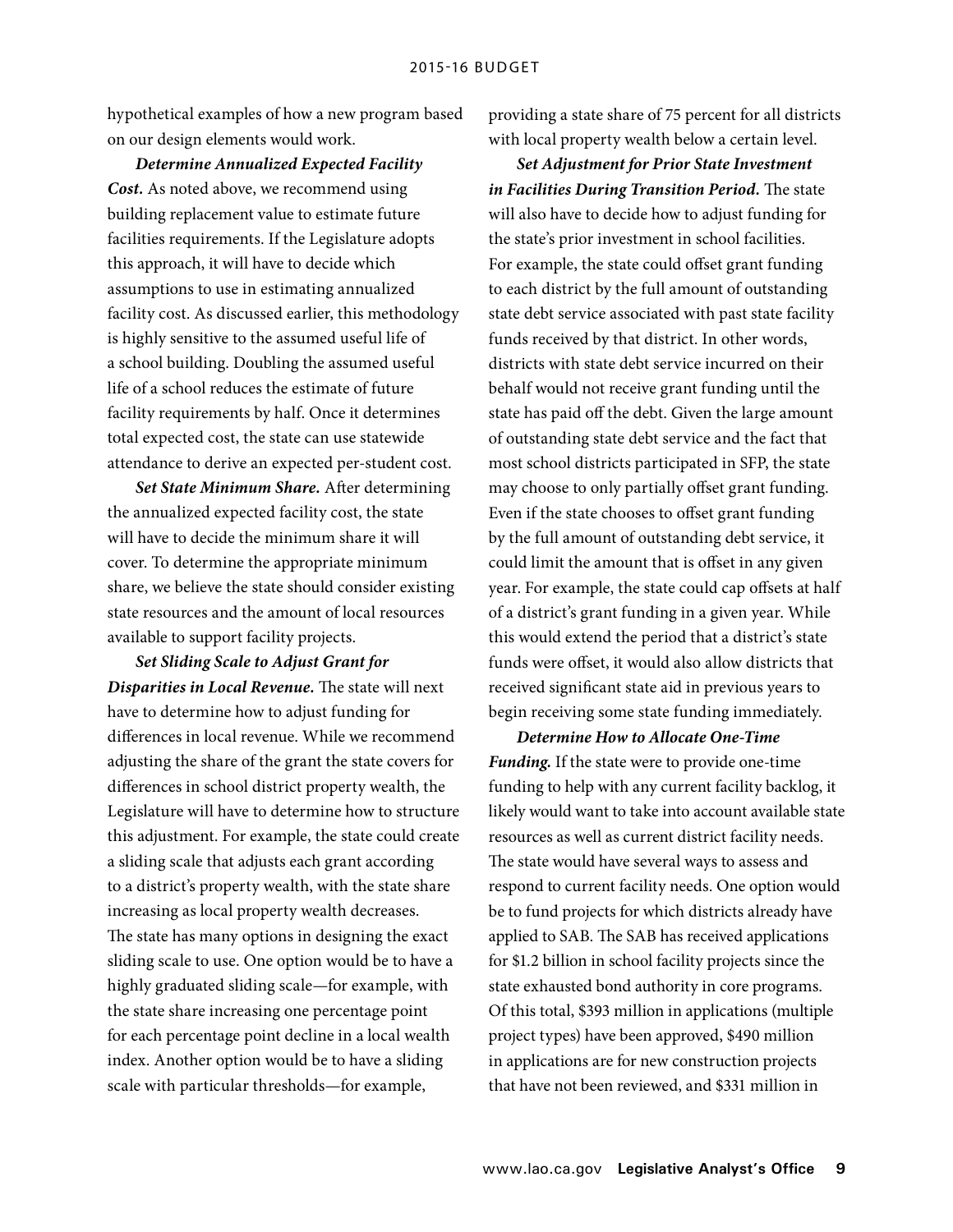hypothetical examples of how a new program based on our design elements would work.

***Determine Annualized Expected Facility Cost.*** As noted above, we recommend using building replacement value to estimate future facilities requirements. If the Legislature adopts this approach, it will have to decide which assumptions to use in estimating annualized facility cost. As discussed earlier, this methodology is highly sensitive to the assumed useful life of a school building. Doubling the assumed useful life of a school reduces the estimate of future facility requirements by half. Once it determines total expected cost, the state can use statewide attendance to derive an expected per-student cost.

***Set State Minimum Share.*** After determining the annualized expected facility cost, the state will have to decide the minimum share it will cover. To determine the appropriate minimum share, we believe the state should consider existing state resources and the amount of local resources available to support facility projects.

***Set Sliding Scale to Adjust Grant for Disparities in Local Revenue.*** The state will next have to determine how to adjust funding for differences in local revenue. While we recommend adjusting the share of the grant the state covers for differences in school district property wealth, the Legislature will have to determine how to structure this adjustment. For example, the state could create a sliding scale that adjusts each grant according to a district's property wealth, with the state share increasing as local property wealth decreases. The state has many options in designing the exact sliding scale to use. One option would be to have a highly graduated sliding scale—for example, with the state share increasing one percentage point for each percentage point decline in a local wealth index. Another option would be to have a sliding scale with particular thresholds—for example, providing a state share of 75 percent for all districts with local property wealth below a certain level.

***Set Adjustment for Prior State Investment in Facilities During Transition Period.*** The state will also have to decide how to adjust funding for the state's prior investment in school facilities. For example, the state could offset grant funding to each district by the full amount of outstanding state debt service associated with past state facility funds received by that district. In other words, districts with state debt service incurred on their behalf would not receive grant funding until the state has paid off the debt. Given the large amount of outstanding state debt service and the fact that most school districts participated in SFP, the state may choose to only partially offset grant funding. Even if the state chooses to offset grant funding by the full amount of outstanding debt service, it could limit the amount that is offset in any given year. For example, the state could cap offsets at half of a district's grant funding in a given year. While this would extend the period that a district's state funds were offset, it would also allow districts that received significant state aid in previous years to begin receiving some state funding immediately.

***Determine How to Allocate One-Time Funding.*** If the state were to provide one-time funding to help with any current facility backlog, it likely would want to take into account available state resources as well as current district facility needs. The state would have several ways to assess and respond to current facility needs. One option would be to fund projects for which districts already have applied to SAB. The SAB has received applications for $1.2 billion in school facility projects since the state exhausted bond authority in core programs. Of this total, $393 million in applications (multiple project types) have been approved, $490 million in applications are for new construction projects that have not been reviewed, and $331 million in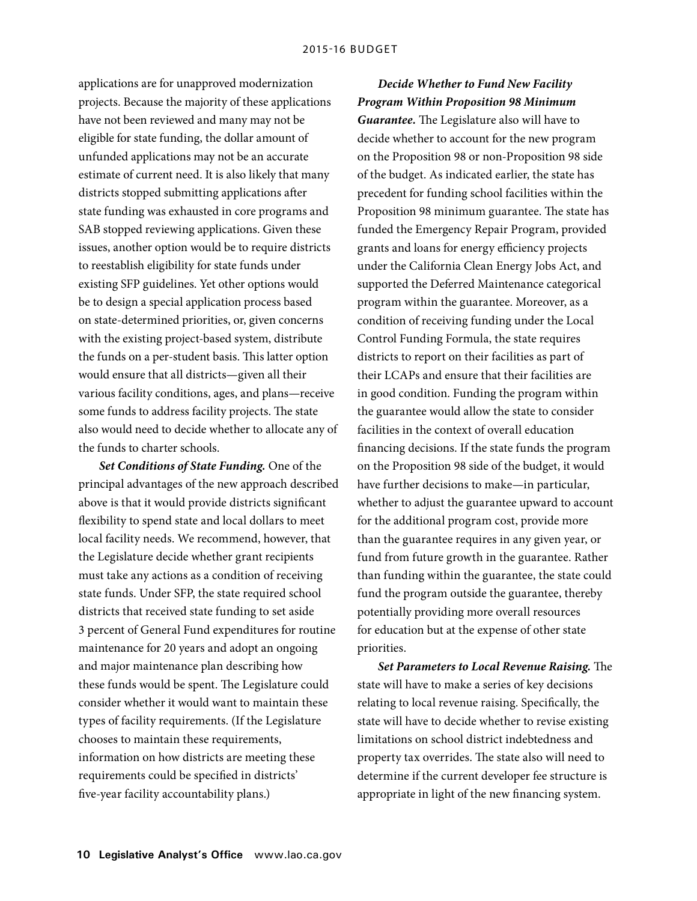applications are for unapproved modernization projects. Because the majority of these applications have not been reviewed and many may not be eligible for state funding, the dollar amount of unfunded applications may not be an accurate estimate of current need. It is also likely that many districts stopped submitting applications after state funding was exhausted in core programs and SAB stopped reviewing applications. Given these issues, another option would be to require districts to reestablish eligibility for state funds under existing SFP guidelines. Yet other options would be to design a special application process based on state-determined priorities, or, given concerns with the existing project-based system, distribute the funds on a per-student basis. This latter option would ensure that all districts—given all their various facility conditions, ages, and plans—receive some funds to address facility projects. The state also would need to decide whether to allocate any of the funds to charter schools.

***Set Conditions of State Funding.*** One of the principal advantages of the new approach described above is that it would provide districts significant flexibility to spend state and local dollars to meet local facility needs. We recommend, however, that the Legislature decide whether grant recipients must take any actions as a condition of receiving state funds. Under SFP, the state required school districts that received state funding to set aside 3 percent of General Fund expenditures for routine maintenance for 20 years and adopt an ongoing and major maintenance plan describing how these funds would be spent. The Legislature could consider whether it would want to maintain these types of facility requirements. (If the Legislature chooses to maintain these requirements, information on how districts are meeting these requirements could be specified in districts' five-year facility accountability plans.)

***Decide Whether to Fund New Facility Program Within Proposition 98 Minimum Guarantee.*** The Legislature also will have to decide whether to account for the new program on the Proposition 98 or non-Proposition 98 side of the budget. As indicated earlier, the state has precedent for funding school facilities within the Proposition 98 minimum guarantee. The state has funded the Emergency Repair Program, provided grants and loans for energy efficiency projects under the California Clean Energy Jobs Act, and supported the Deferred Maintenance categorical program within the guarantee. Moreover, as a condition of receiving funding under the Local Control Funding Formula, the state requires districts to report on their facilities as part of their LCAPs and ensure that their facilities are in good condition. Funding the program within the guarantee would allow the state to consider facilities in the context of overall education financing decisions. If the state funds the program on the Proposition 98 side of the budget, it would have further decisions to make—in particular, whether to adjust the guarantee upward to account for the additional program cost, provide more than the guarantee requires in any given year, or fund from future growth in the guarantee. Rather than funding within the guarantee, the state could fund the program outside the guarantee, thereby potentially providing more overall resources for education but at the expense of other state priorities.

***Set Parameters to Local Revenue Raising.*** The state will have to make a series of key decisions relating to local revenue raising. Specifically, the state will have to decide whether to revise existing limitations on school district indebtedness and property tax overrides. The state also will need to determine if the current developer fee structure is appropriate in light of the new financing system.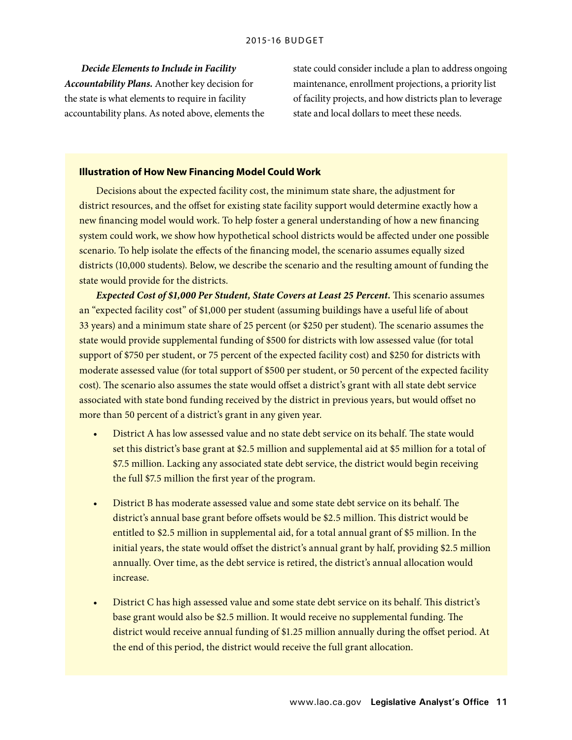***Decide Elements to Include in Facility Accountability Plans.*** Another key decision for the state is what elements to require in facility accountability plans. As noted above, elements the state could consider include a plan to address ongoing maintenance, enrollment projections, a priority list of facility projects, and how districts plan to leverage state and local dollars to meet these needs.

**Illustration of How New Financing Model Could Work**

Decisions about the expected facility cost, the minimum state share, the adjustment for district resources, and the offset for existing state facility support would determine exactly how a new financing model would work. To help foster a general understanding of how a new financing system could work, we show how hypothetical school districts would be affected under one possible scenario. To help isolate the effects of the financing model, the scenario assumes equally sized districts (10,000 students). Below, we describe the scenario and the resulting amount of funding the state would provide for the districts.

***Expected Cost of $1,000 Per Student, State Covers at Least 25 Percent.*** This scenario assumes an "expected facility cost" of $1,000 per student (assuming buildings have a useful life of about 33 years) and a minimum state share of 25 percent (or $250 per student). The scenario assumes the state would provide supplemental funding of $500 for districts with low assessed value (for total support of $750 per student, or 75 percent of the expected facility cost) and $250 for districts with moderate assessed value (for total support of $500 per student, or 50 percent of the expected facility cost). The scenario also assumes the state would offset a district's grant with all state debt service associated with state bond funding received by the district in previous years, but would offset no more than 50 percent of a district's grant in any given year.

- District A has low assessed value and no state debt service on its behalf. The state would set this district's base grant at $2.5 million and supplemental aid at $5 million for a total of $7.5 million. Lacking any associated state debt service, the district would begin receiving the full $7.5 million the first year of the program.

- District B has moderate assessed value and some state debt service on its behalf. The district's annual base grant before offsets would be $2.5 million. This district would be entitled to $2.5 million in supplemental aid, for a total annual grant of $5 million. In the initial years, the state would offset the district's annual grant by half, providing $2.5 million annually. Over time, as the debt service is retired, the district's annual allocation would increase.

- District C has high assessed value and some state debt service on its behalf. This district's base grant would also be $2.5 million. It would receive no supplemental funding. The district would receive annual funding of $1.25 million annually during the offset period. At the end of this period, the district would receive the full grant allocation.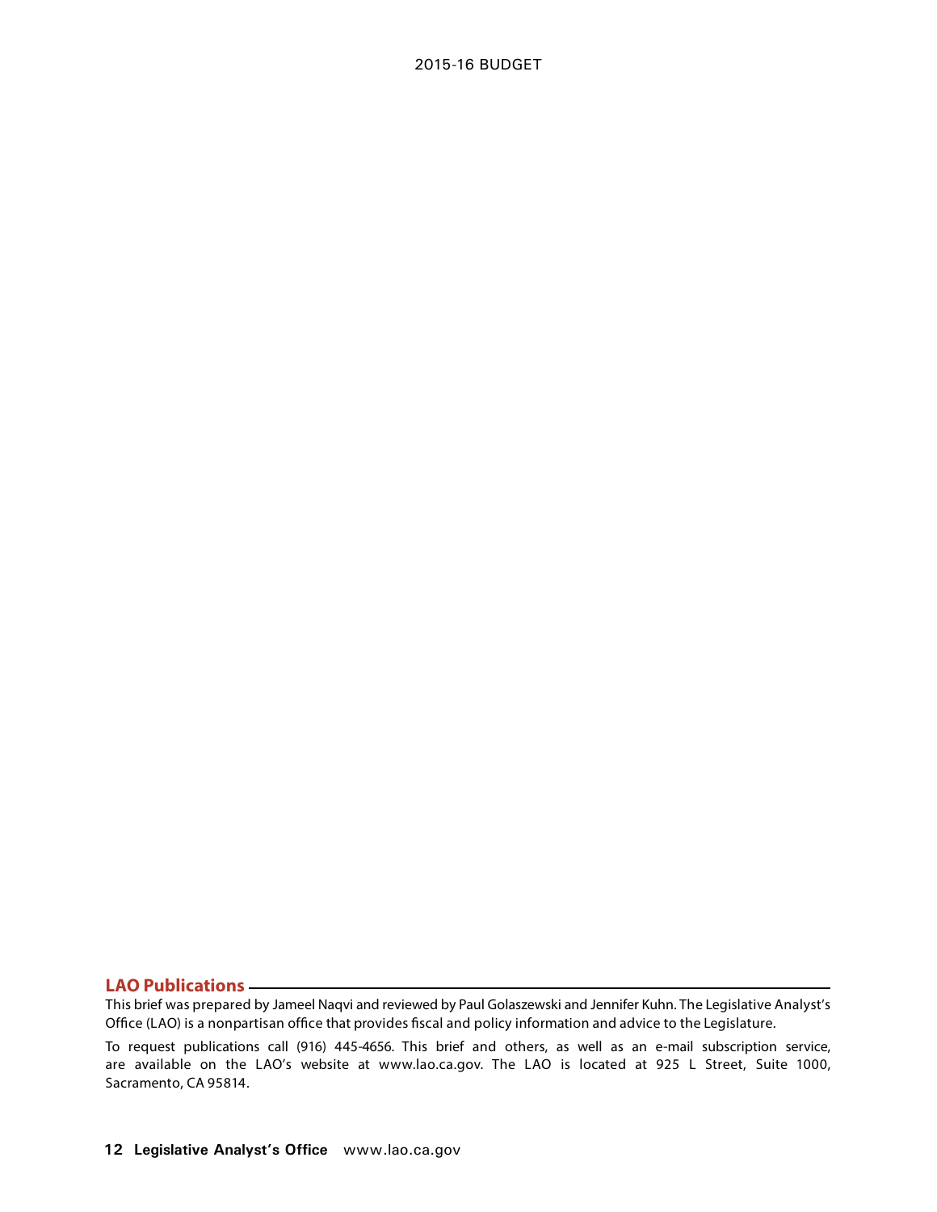## LAO Publications

This brief was prepared by Jameel Naqvi and reviewed by Paul Golaszewski and Jennifer Kuhn. The Legislative Analyst's Office (LAO) is a nonpartisan office that provides fiscal and policy information and advice to the Legislature.

To request publications call (916) 445-4656. This brief and others, as well as an e-mail subscription service, are available on the LAO's website at www.lao.ca.gov. The LAO is located at 925 L Street, Suite 1000, Sacramento, CA 95814.